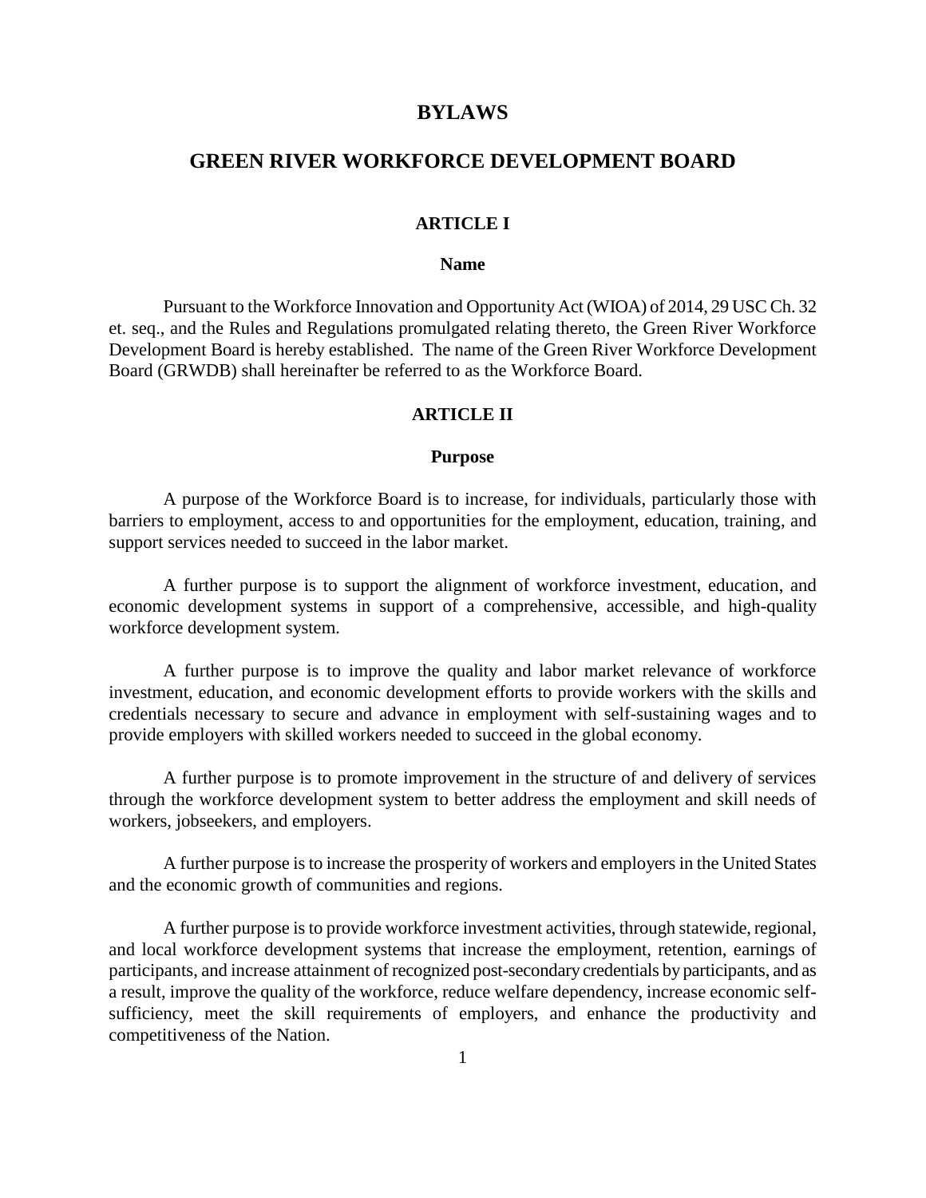# BYLAWS

# GREEN RIVER WORKFORCE DEVELOPMENT BOARD

## ARTICLE I

### Name

Pursuant to the Workforce Innovation and Opportunity Act (WIOA) of 2014, 29 USC Ch. 32 et. seq., and the Rules and Regulations promulgated relating thereto, the Green River Workforce Development Board is hereby established. The name of the Green River Workforce Development Board (GRWDB) shall hereinafter be referred to as the Workforce Board.

## ARTICLE II

### Purpose

A purpose of the Workforce Board is to increase, for individuals, particularly those with barriers to employment, access to and opportunities for the employment, education, training, and support services needed to succeed in the labor market.

A further purpose is to support the alignment of workforce investment, education, and economic development systems in support of a comprehensive, accessible, and high-quality workforce development system.

A further purpose is to improve the quality and labor market relevance of workforce investment, education, and economic development efforts to provide workers with the skills and credentials necessary to secure and advance in employment with self-sustaining wages and to provide employers with skilled workers needed to succeed in the global economy.

A further purpose is to promote improvement in the structure of and delivery of services through the workforce development system to better address the employment and skill needs of workers, jobseekers, and employers.

A further purpose is to increase the prosperity of workers and employers in the United States and the economic growth of communities and regions.

A further purpose is to provide workforce investment activities, through statewide, regional, and local workforce development systems that increase the employment, retention, earnings of participants, and increase attainment of recognized post-secondary credentials by participants, and as a result, improve the quality of the workforce, reduce welfare dependency, increase economic self-sufficiency, meet the skill requirements of employers, and enhance the productivity and competitiveness of the Nation.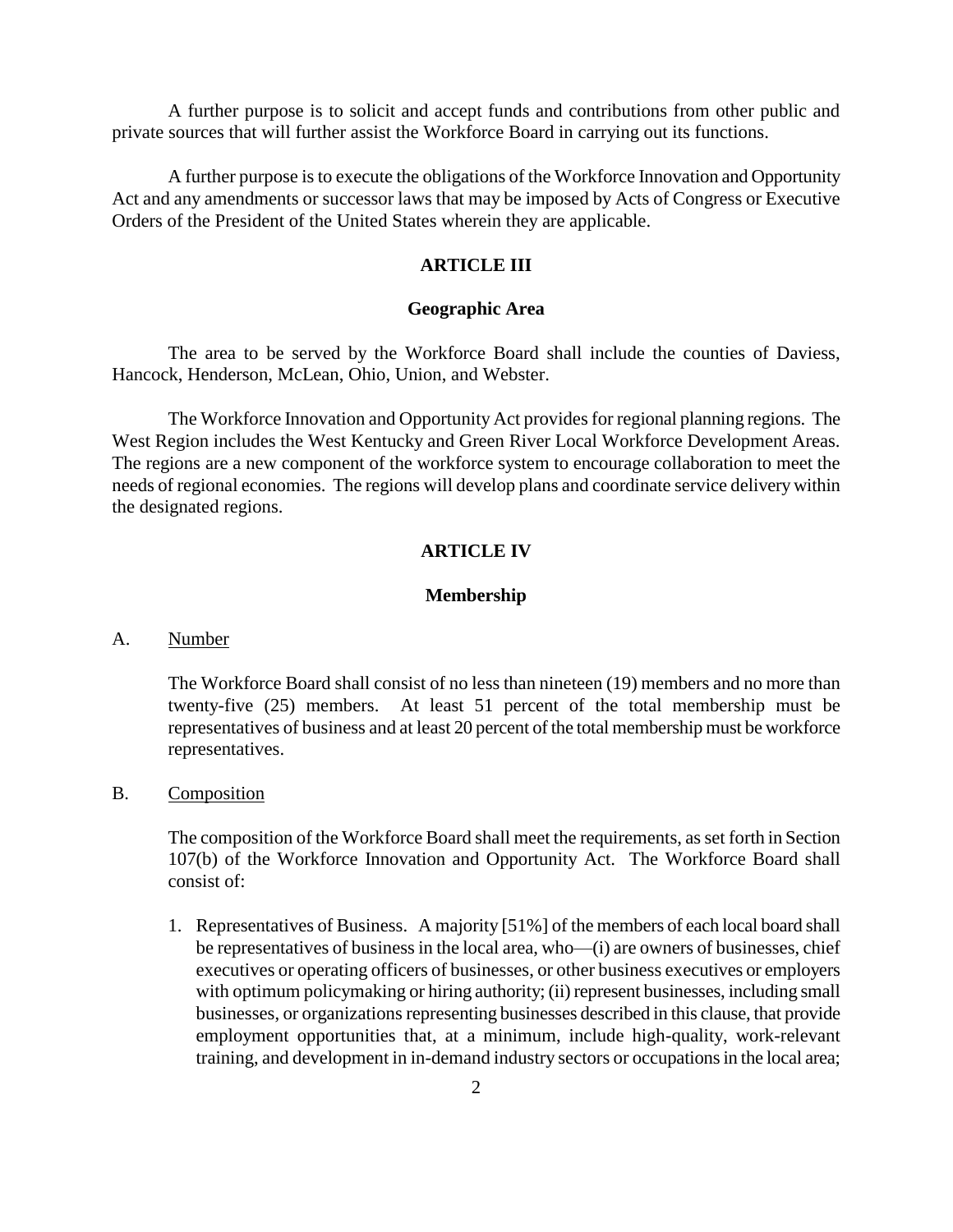A further purpose is to solicit and accept funds and contributions from other public and private sources that will further assist the Workforce Board in carrying out its functions.

A further purpose is to execute the obligations of the Workforce Innovation and Opportunity Act and any amendments or successor laws that may be imposed by Acts of Congress or Executive Orders of the President of the United States wherein they are applicable.

## ARTICLE III

### Geographic Area

The area to be served by the Workforce Board shall include the counties of Daviess, Hancock, Henderson, McLean, Ohio, Union, and Webster.

The Workforce Innovation and Opportunity Act provides for regional planning regions. The West Region includes the West Kentucky and Green River Local Workforce Development Areas. The regions are a new component of the workforce system to encourage collaboration to meet the needs of regional economies. The regions will develop plans and coordinate service delivery within the designated regions.

## ARTICLE IV

### Membership

A. Number

The Workforce Board shall consist of no less than nineteen (19) members and no more than twenty-five (25) members. At least 51 percent of the total membership must be representatives of business and at least 20 percent of the total membership must be workforce representatives.

B. Composition

The composition of the Workforce Board shall meet the requirements, as set forth in Section 107(b) of the Workforce Innovation and Opportunity Act. The Workforce Board shall consist of:

1. Representatives of Business. A majority [51%] of the members of each local board shall be representatives of business in the local area, who—(i) are owners of businesses, chief executives or operating officers of businesses, or other business executives or employers with optimum policymaking or hiring authority; (ii) represent businesses, including small businesses, or organizations representing businesses described in this clause, that provide employment opportunities that, at a minimum, include high-quality, work-relevant training, and development in in-demand industry sectors or occupations in the local area;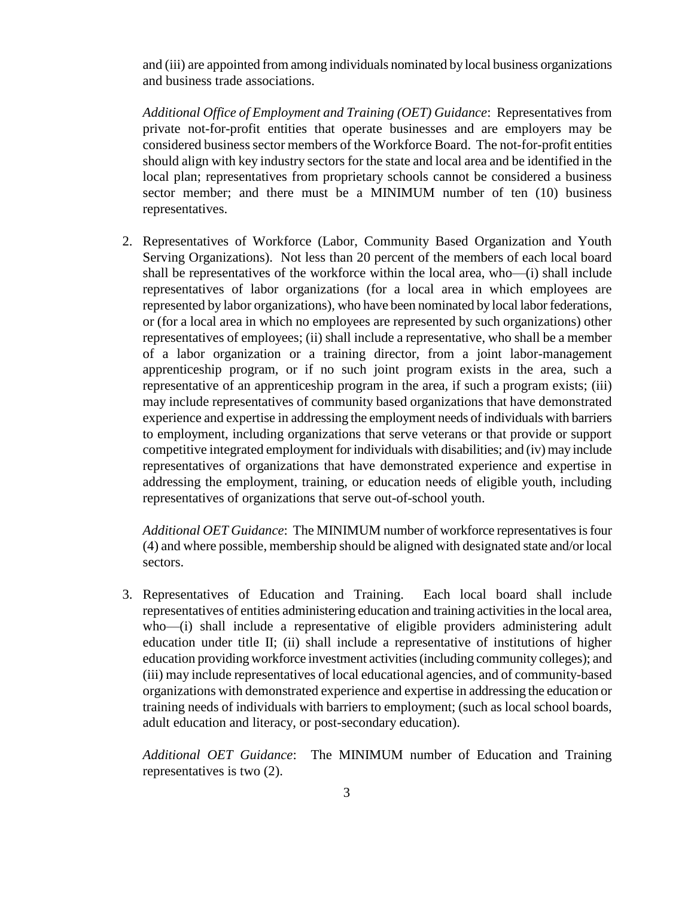and (iii) are appointed from among individuals nominated by local business organizations and business trade associations.

*Additional Office of Employment and Training (OET) Guidance*: Representatives from private not-for-profit entities that operate businesses and are employers may be considered business sector members of the Workforce Board. The not-for-profit entities should align with key industry sectors for the state and local area and be identified in the local plan; representatives from proprietary schools cannot be considered a business sector member; and there must be a MINIMUM number of ten (10) business representatives.

2. Representatives of Workforce (Labor, Community Based Organization and Youth Serving Organizations). Not less than 20 percent of the members of each local board shall be representatives of the workforce within the local area, who—(i) shall include representatives of labor organizations (for a local area in which employees are represented by labor organizations), who have been nominated by local labor federations, or (for a local area in which no employees are represented by such organizations) other representatives of employees; (ii) shall include a representative, who shall be a member of a labor organization or a training director, from a joint labor-management apprenticeship program, or if no such joint program exists in the area, such a representative of an apprenticeship program in the area, if such a program exists; (iii) may include representatives of community based organizations that have demonstrated experience and expertise in addressing the employment needs of individuals with barriers to employment, including organizations that serve veterans or that provide or support competitive integrated employment for individuals with disabilities; and (iv) may include representatives of organizations that have demonstrated experience and expertise in addressing the employment, training, or education needs of eligible youth, including representatives of organizations that serve out-of-school youth.

   *Additional OET Guidance*: The MINIMUM number of workforce representatives is four (4) and where possible, membership should be aligned with designated state and/or local sectors.

3. Representatives of Education and Training. Each local board shall include representatives of entities administering education and training activities in the local area, who—(i) shall include a representative of eligible providers administering adult education under title II; (ii) shall include a representative of institutions of higher education providing workforce investment activities (including community colleges); and (iii) may include representatives of local educational agencies, and of community-based organizations with demonstrated experience and expertise in addressing the education or training needs of individuals with barriers to employment; (such as local school boards, adult education and literacy, or post-secondary education).

   *Additional OET Guidance*: The MINIMUM number of Education and Training representatives is two (2).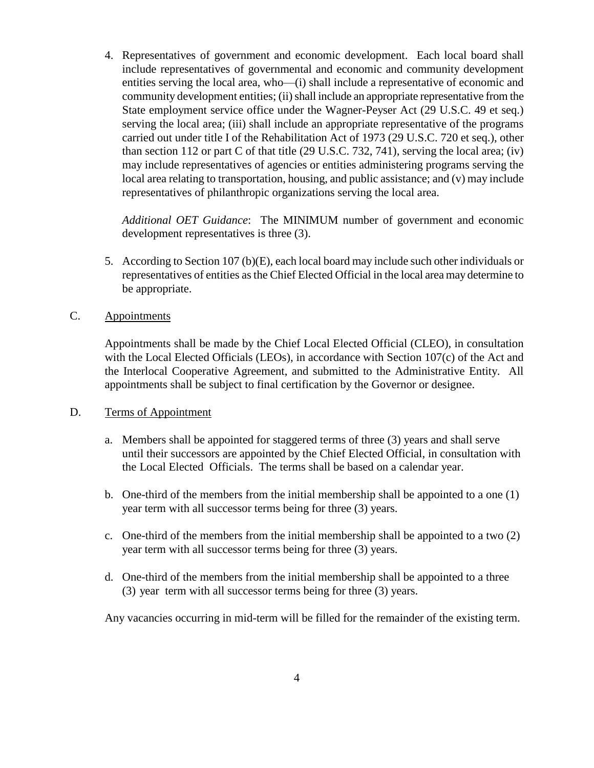4. Representatives of government and economic development. Each local board shall include representatives of governmental and economic and community development entities serving the local area, who—(i) shall include a representative of economic and community development entities; (ii) shall include an appropriate representative from the State employment service office under the Wagner-Peyser Act (29 U.S.C. 49 et seq.) serving the local area; (iii) shall include an appropriate representative of the programs carried out under title I of the Rehabilitation Act of 1973 (29 U.S.C. 720 et seq.), other than section 112 or part C of that title (29 U.S.C. 732, 741), serving the local area; (iv) may include representatives of agencies or entities administering programs serving the local area relating to transportation, housing, and public assistance; and (v) may include representatives of philanthropic organizations serving the local area.

   *Additional OET Guidance*: The MINIMUM number of government and economic development representatives is three (3).

5. According to Section 107 (b)(E), each local board may include such other individuals or representatives of entities as the Chief Elected Official in the local area may determine to be appropriate.

C. Appointments

Appointments shall be made by the Chief Local Elected Official (CLEO), in consultation with the Local Elected Officials (LEOs), in accordance with Section 107(c) of the Act and the Interlocal Cooperative Agreement, and submitted to the Administrative Entity. All appointments shall be subject to final certification by the Governor or designee.

D. Terms of Appointment

a. Members shall be appointed for staggered terms of three (3) years and shall serve until their successors are appointed by the Chief Elected Official, in consultation with the Local Elected Officials. The terms shall be based on a calendar year.

b. One-third of the members from the initial membership shall be appointed to a one (1) year term with all successor terms being for three (3) years.

c. One-third of the members from the initial membership shall be appointed to a two (2) year term with all successor terms being for three (3) years.

d. One-third of the members from the initial membership shall be appointed to a three (3) year term with all successor terms being for three (3) years.

Any vacancies occurring in mid-term will be filled for the remainder of the existing term.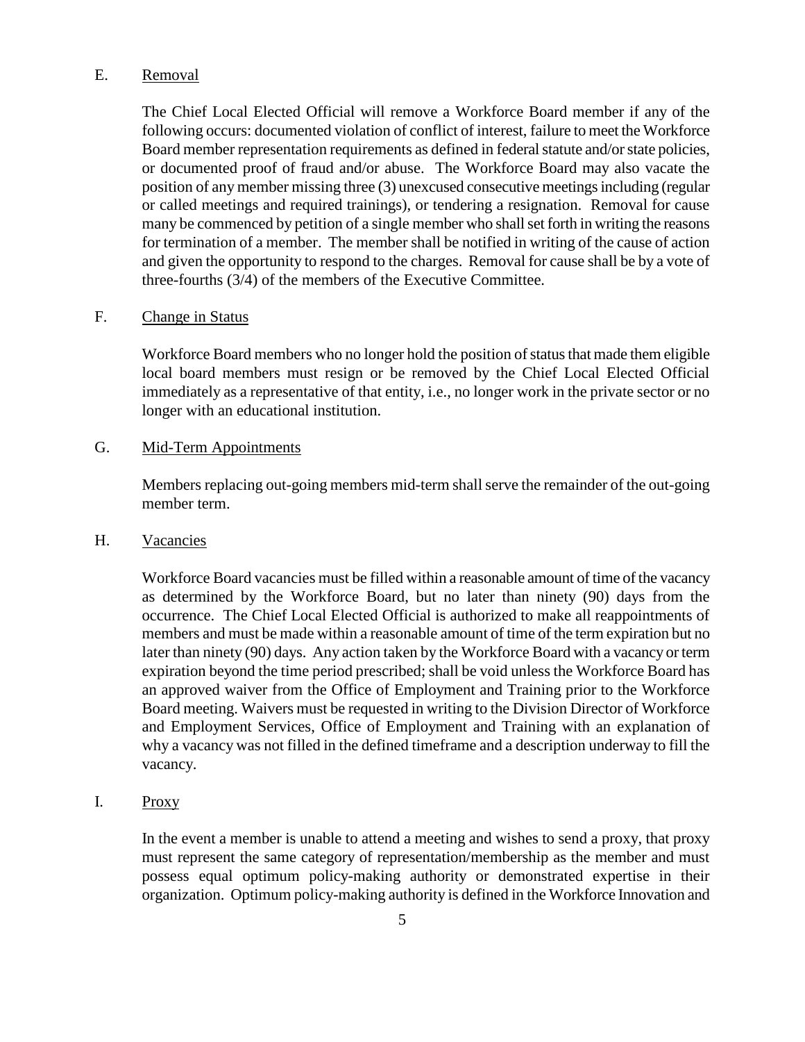E. Removal

The Chief Local Elected Official will remove a Workforce Board member if any of the following occurs: documented violation of conflict of interest, failure to meet the Workforce Board member representation requirements as defined in federal statute and/or state policies, or documented proof of fraud and/or abuse. The Workforce Board may also vacate the position of any member missing three (3) unexcused consecutive meetings including (regular or called meetings and required trainings), or tendering a resignation. Removal for cause many be commenced by petition of a single member who shall set forth in writing the reasons for termination of a member. The member shall be notified in writing of the cause of action and given the opportunity to respond to the charges. Removal for cause shall be by a vote of three-fourths (3/4) of the members of the Executive Committee.

F. Change in Status

Workforce Board members who no longer hold the position of status that made them eligible local board members must resign or be removed by the Chief Local Elected Official immediately as a representative of that entity, i.e., no longer work in the private sector or no longer with an educational institution.

G. Mid-Term Appointments

Members replacing out-going members mid-term shall serve the remainder of the out-going member term.

H. Vacancies

Workforce Board vacancies must be filled within a reasonable amount of time of the vacancy as determined by the Workforce Board, but no later than ninety (90) days from the occurrence. The Chief Local Elected Official is authorized to make all reappointments of members and must be made within a reasonable amount of time of the term expiration but no later than ninety (90) days. Any action taken by the Workforce Board with a vacancy or term expiration beyond the time period prescribed; shall be void unless the Workforce Board has an approved waiver from the Office of Employment and Training prior to the Workforce Board meeting. Waivers must be requested in writing to the Division Director of Workforce and Employment Services, Office of Employment and Training with an explanation of why a vacancy was not filled in the defined timeframe and a description underway to fill the vacancy.

I. Proxy

In the event a member is unable to attend a meeting and wishes to send a proxy, that proxy must represent the same category of representation/membership as the member and must possess equal optimum policy-making authority or demonstrated expertise in their organization. Optimum policy-making authority is defined in the Workforce Innovation and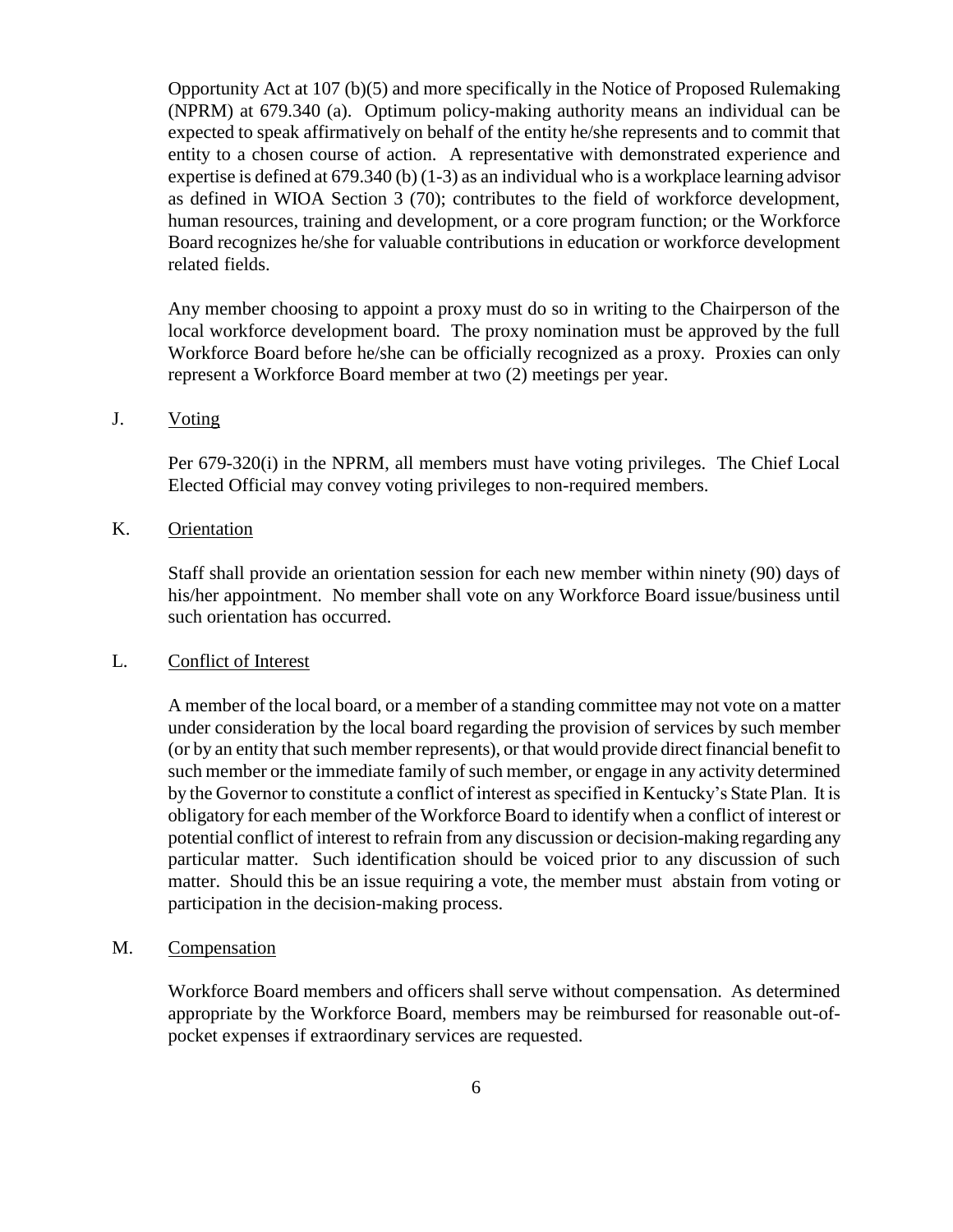Opportunity Act at 107 (b)(5) and more specifically in the Notice of Proposed Rulemaking (NPRM) at 679.340 (a). Optimum policy-making authority means an individual can be expected to speak affirmatively on behalf of the entity he/she represents and to commit that entity to a chosen course of action. A representative with demonstrated experience and expertise is defined at 679.340 (b) (1-3) as an individual who is a workplace learning advisor as defined in WIOA Section 3 (70); contributes to the field of workforce development, human resources, training and development, or a core program function; or the Workforce Board recognizes he/she for valuable contributions in education or workforce development related fields.

Any member choosing to appoint a proxy must do so in writing to the Chairperson of the local workforce development board. The proxy nomination must be approved by the full Workforce Board before he/she can be officially recognized as a proxy. Proxies can only represent a Workforce Board member at two (2) meetings per year.

J. Voting

Per 679-320(i) in the NPRM, all members must have voting privileges. The Chief Local Elected Official may convey voting privileges to non-required members.

K. Orientation

Staff shall provide an orientation session for each new member within ninety (90) days of his/her appointment. No member shall vote on any Workforce Board issue/business until such orientation has occurred.

L. Conflict of Interest

A member of the local board, or a member of a standing committee may not vote on a matter under consideration by the local board regarding the provision of services by such member (or by an entity that such member represents), or that would provide direct financial benefit to such member or the immediate family of such member, or engage in any activity determined by the Governor to constitute a conflict of interest as specified in Kentucky's State Plan. It is obligatory for each member of the Workforce Board to identify when a conflict of interest or potential conflict of interest to refrain from any discussion or decision-making regarding any particular matter. Such identification should be voiced prior to any discussion of such matter. Should this be an issue requiring a vote, the member must abstain from voting or participation in the decision-making process.

M. Compensation

Workforce Board members and officers shall serve without compensation. As determined appropriate by the Workforce Board, members may be reimbursed for reasonable out-of-pocket expenses if extraordinary services are requested.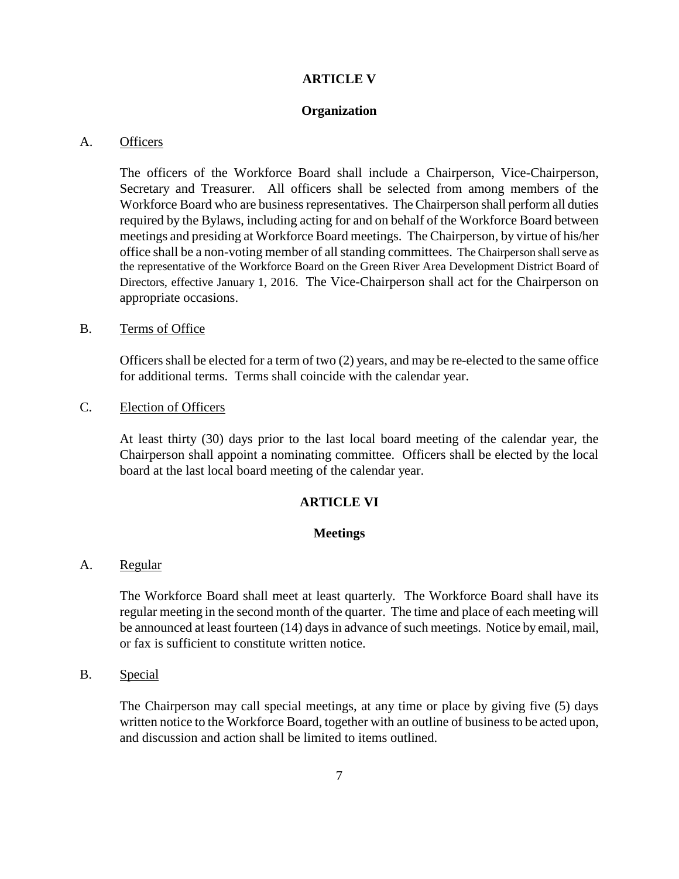## ARTICLE V

### Organization

A. <u>Officers</u>

The officers of the Workforce Board shall include a Chairperson, Vice-Chairperson, Secretary and Treasurer. All officers shall be selected from among members of the Workforce Board who are business representatives. The Chairperson shall perform all duties required by the Bylaws, including acting for and on behalf of the Workforce Board between meetings and presiding at Workforce Board meetings. The Chairperson, by virtue of his/her office shall be a non-voting member of all standing committees. The Chairperson shall serve as the representative of the Workforce Board on the Green River Area Development District Board of Directors, effective January 1, 2016. The Vice-Chairperson shall act for the Chairperson on appropriate occasions.

B. <u>Terms of Office</u>

Officers shall be elected for a term of two (2) years, and may be re-elected to the same office for additional terms. Terms shall coincide with the calendar year.

C. <u>Election of Officers</u>

At least thirty (30) days prior to the last local board meeting of the calendar year, the Chairperson shall appoint a nominating committee. Officers shall be elected by the local board at the last local board meeting of the calendar year.

## ARTICLE VI

### Meetings

A. <u>Regular</u>

The Workforce Board shall meet at least quarterly. The Workforce Board shall have its regular meeting in the second month of the quarter. The time and place of each meeting will be announced at least fourteen (14) days in advance of such meetings. Notice by email, mail, or fax is sufficient to constitute written notice.

B. <u>Special</u>

The Chairperson may call special meetings, at any time or place by giving five (5) days written notice to the Workforce Board, together with an outline of business to be acted upon, and discussion and action shall be limited to items outlined.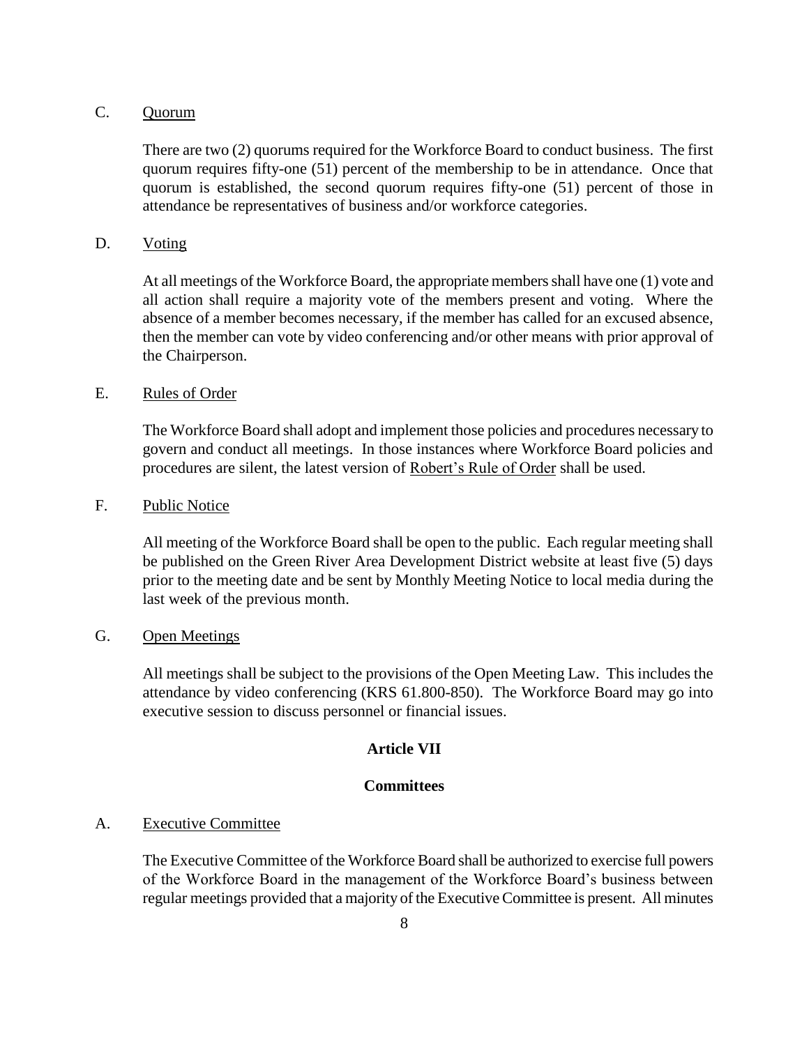C. <u>Quorum</u>

There are two (2) quorums required for the Workforce Board to conduct business. The first quorum requires fifty-one (51) percent of the membership to be in attendance. Once that quorum is established, the second quorum requires fifty-one (51) percent of those in attendance be representatives of business and/or workforce categories.

D. <u>Voting</u>

At all meetings of the Workforce Board, the appropriate members shall have one (1) vote and all action shall require a majority vote of the members present and voting. Where the absence of a member becomes necessary, if the member has called for an excused absence, then the member can vote by video conferencing and/or other means with prior approval of the Chairperson.

E. <u>Rules of Order</u>

The Workforce Board shall adopt and implement those policies and procedures necessary to govern and conduct all meetings. In those instances where Workforce Board policies and procedures are silent, the latest version of <u>Robert's Rule of Order</u> shall be used.

F. <u>Public Notice</u>

All meeting of the Workforce Board shall be open to the public. Each regular meeting shall be published on the Green River Area Development District website at least five (5) days prior to the meeting date and be sent by Monthly Meeting Notice to local media during the last week of the previous month.

G. <u>Open Meetings</u>

All meetings shall be subject to the provisions of the Open Meeting Law. This includes the attendance by video conferencing (KRS 61.800-850). The Workforce Board may go into executive session to discuss personnel or financial issues.

## Article VII

## Committees

A. <u>Executive Committee</u>

The Executive Committee of the Workforce Board shall be authorized to exercise full powers of the Workforce Board in the management of the Workforce Board's business between regular meetings provided that a majority of the Executive Committee is present. All minutes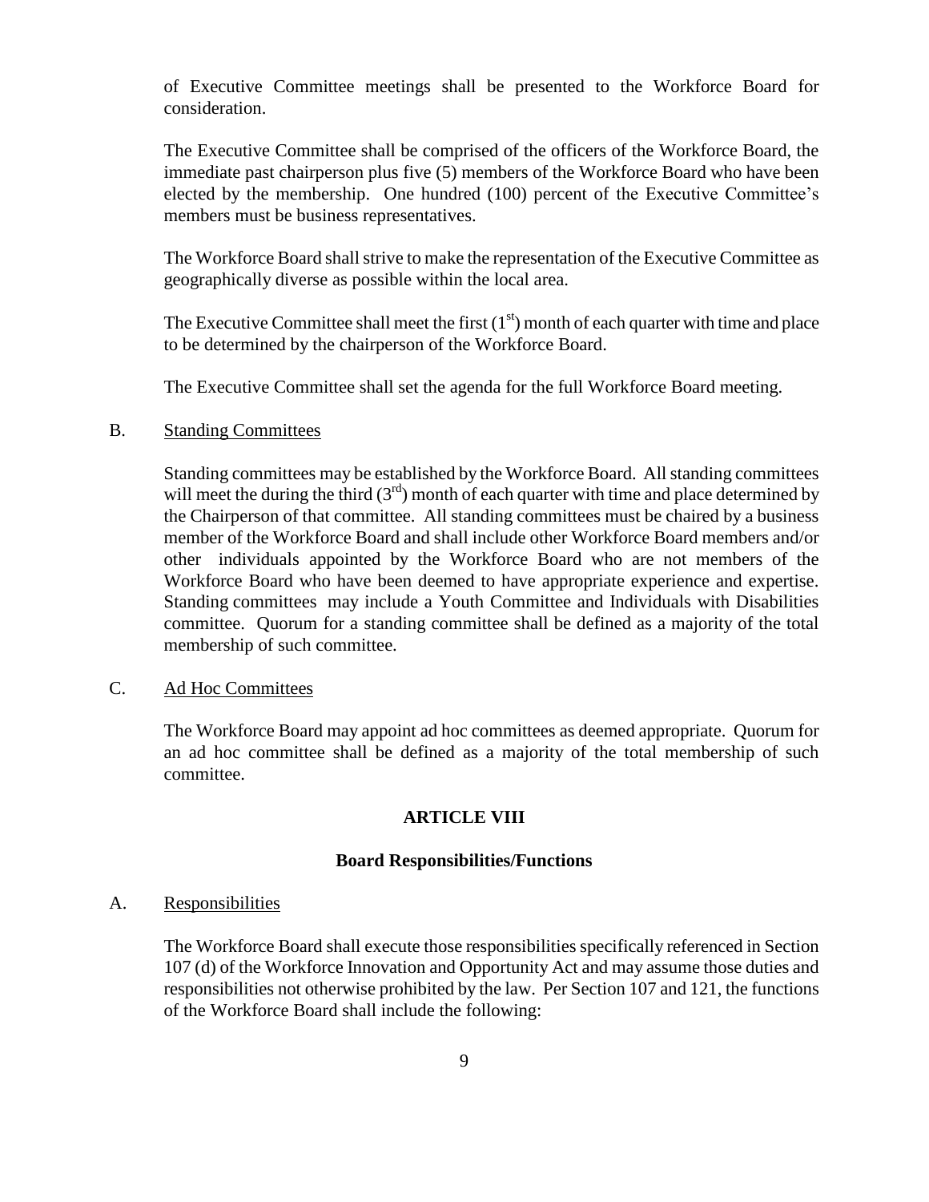of Executive Committee meetings shall be presented to the Workforce Board for consideration.

The Executive Committee shall be comprised of the officers of the Workforce Board, the immediate past chairperson plus five (5) members of the Workforce Board who have been elected by the membership. One hundred (100) percent of the Executive Committee's members must be business representatives.

The Workforce Board shall strive to make the representation of the Executive Committee as geographically diverse as possible within the local area.

The Executive Committee shall meet the first (1st) month of each quarter with time and place to be determined by the chairperson of the Workforce Board.

The Executive Committee shall set the agenda for the full Workforce Board meeting.

B. Standing Committees

Standing committees may be established by the Workforce Board. All standing committees will meet the during the third (3rd) month of each quarter with time and place determined by the Chairperson of that committee. All standing committees must be chaired by a business member of the Workforce Board and shall include other Workforce Board members and/or other individuals appointed by the Workforce Board who are not members of the Workforce Board who have been deemed to have appropriate experience and expertise. Standing committees may include a Youth Committee and Individuals with Disabilities committee. Quorum for a standing committee shall be defined as a majority of the total membership of such committee.

C. Ad Hoc Committees

The Workforce Board may appoint ad hoc committees as deemed appropriate. Quorum for an ad hoc committee shall be defined as a majority of the total membership of such committee.

## ARTICLE VIII

### Board Responsibilities/Functions

A. Responsibilities

The Workforce Board shall execute those responsibilities specifically referenced in Section 107 (d) of the Workforce Innovation and Opportunity Act and may assume those duties and responsibilities not otherwise prohibited by the law. Per Section 107 and 121, the functions of the Workforce Board shall include the following: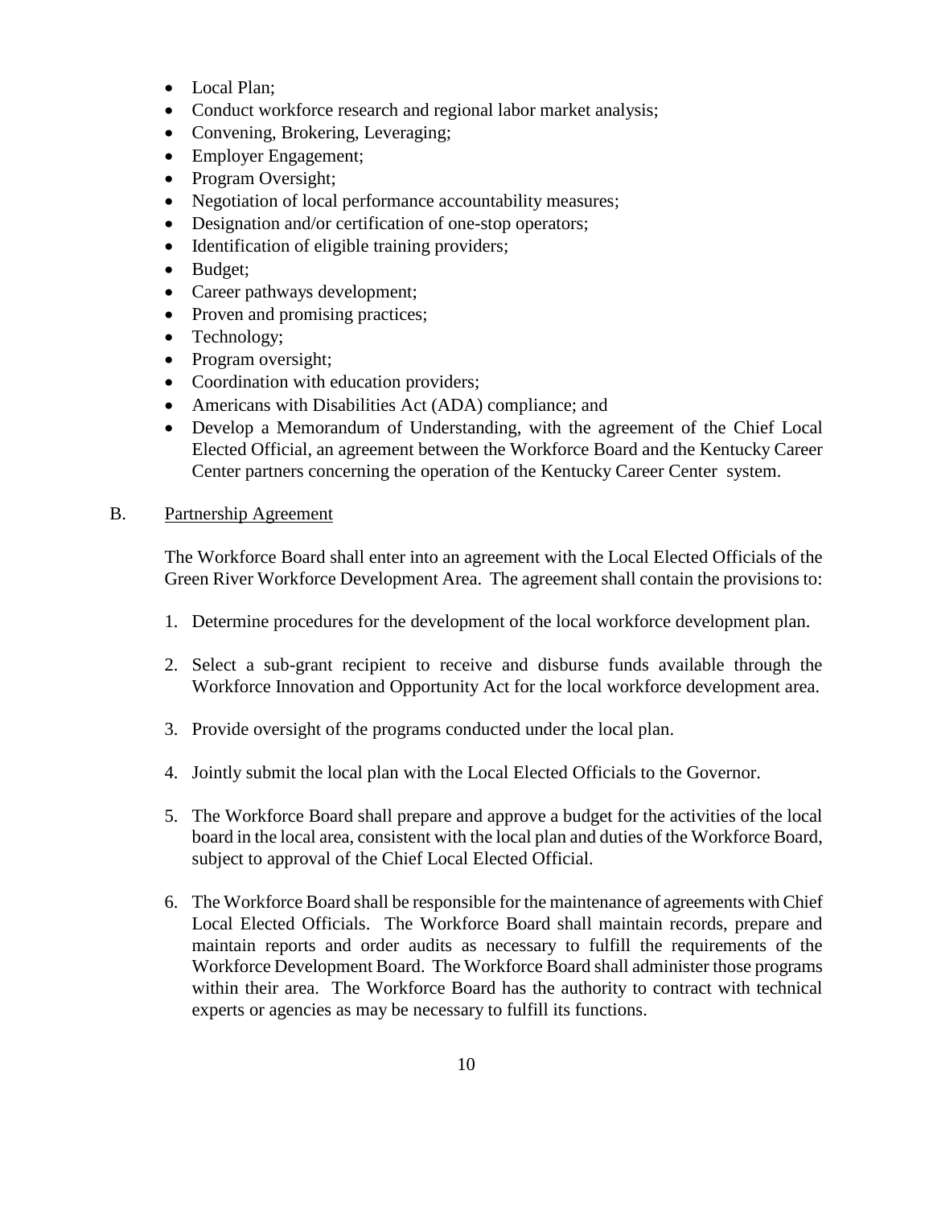- Local Plan;
- Conduct workforce research and regional labor market analysis;
- Convening, Brokering, Leveraging;
- Employer Engagement;
- Program Oversight;
- Negotiation of local performance accountability measures;
- Designation and/or certification of one-stop operators;
- Identification of eligible training providers;
- Budget;
- Career pathways development;
- Proven and promising practices;
- Technology;
- Program oversight;
- Coordination with education providers;
- Americans with Disabilities Act (ADA) compliance; and
- Develop a Memorandum of Understanding, with the agreement of the Chief Local Elected Official, an agreement between the Workforce Board and the Kentucky Career Center partners concerning the operation of the Kentucky Career Center system.

B. Partnership Agreement

The Workforce Board shall enter into an agreement with the Local Elected Officials of the Green River Workforce Development Area. The agreement shall contain the provisions to:

1. Determine procedures for the development of the local workforce development plan.
2. Select a sub-grant recipient to receive and disburse funds available through the Workforce Innovation and Opportunity Act for the local workforce development area.
3. Provide oversight of the programs conducted under the local plan.
4. Jointly submit the local plan with the Local Elected Officials to the Governor.
5. The Workforce Board shall prepare and approve a budget for the activities of the local board in the local area, consistent with the local plan and duties of the Workforce Board, subject to approval of the Chief Local Elected Official.
6. The Workforce Board shall be responsible for the maintenance of agreements with Chief Local Elected Officials. The Workforce Board shall maintain records, prepare and maintain reports and order audits as necessary to fulfill the requirements of the Workforce Development Board. The Workforce Board shall administer those programs within their area. The Workforce Board has the authority to contract with technical experts or agencies as may be necessary to fulfill its functions.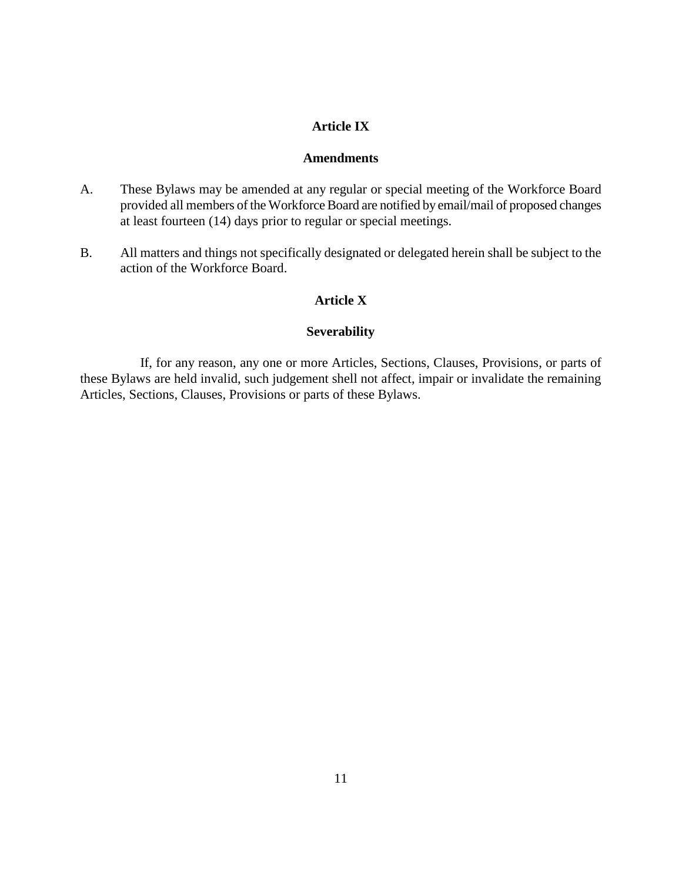## Article IX

### Amendments

A. These Bylaws may be amended at any regular or special meeting of the Workforce Board provided all members of the Workforce Board are notified by email/mail of proposed changes at least fourteen (14) days prior to regular or special meetings.

B. All matters and things not specifically designated or delegated herein shall be subject to the action of the Workforce Board.

## Article X

### Severability

If, for any reason, any one or more Articles, Sections, Clauses, Provisions, or parts of these Bylaws are held invalid, such judgement shell not affect, impair or invalidate the remaining Articles, Sections, Clauses, Provisions or parts of these Bylaws.